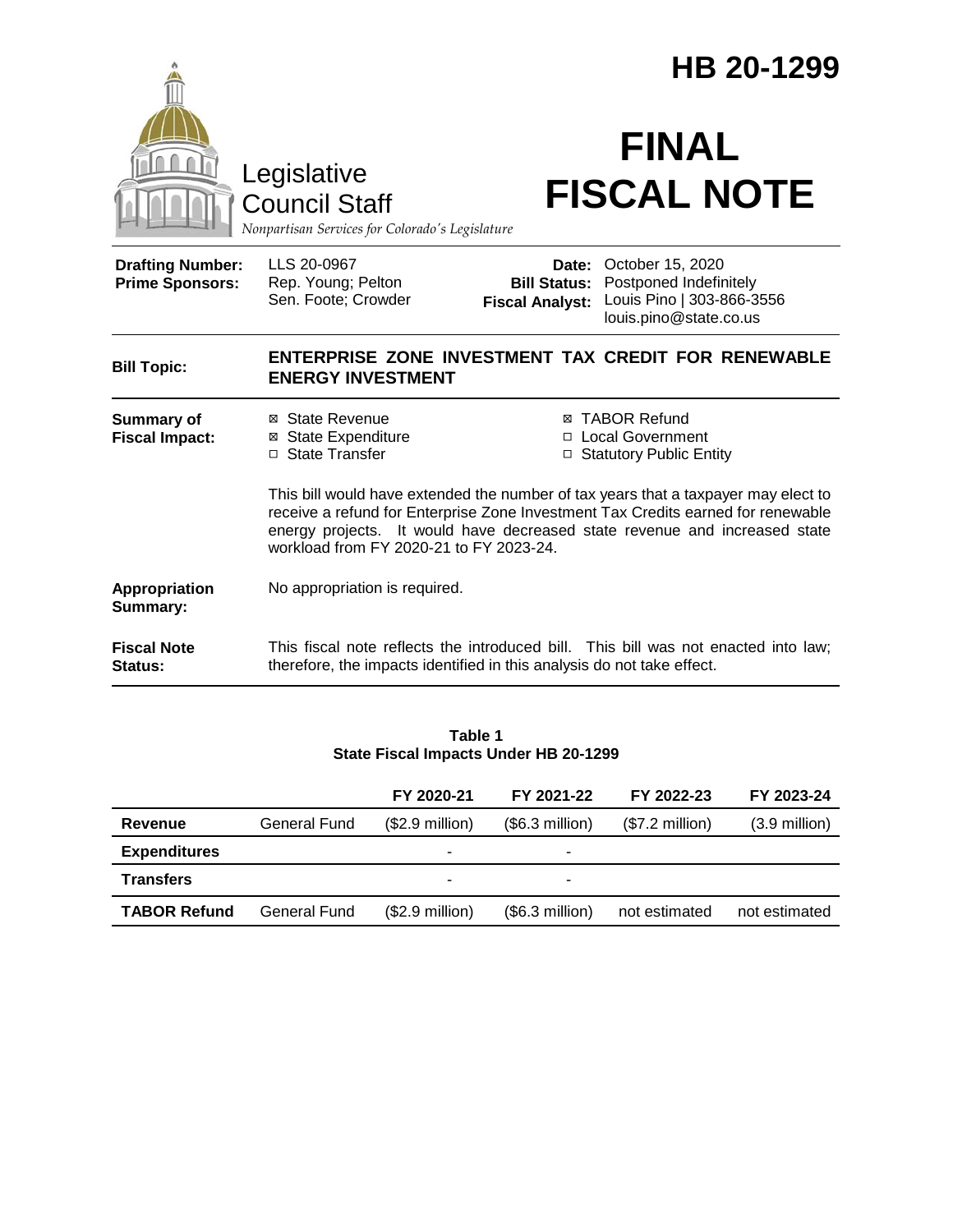# HB 20-1299

Legislative Council Staff

*Nonpartisan Services for Colorado's Legislature*

# FINAL FISCAL NOTE

| | | | |
|---|---|---|---|
| **Drafting Number:** | LLS 20-0967 | **Date:** | October 15, 2020 |
| **Prime Sponsors:** | Rep. Young; Pelton<br>Sen. Foote; Crowder | **Bill Status:** | Postponed Indefinitely |
| | | **Fiscal Analyst:** | Louis Pino \| 303-866-3556<br>louis.pino@state.co.us |

**Bill Topic:** **ENTERPRISE ZONE INVESTMENT TAX CREDIT FOR RENEWABLE ENERGY INVESTMENT**

**Summary of Fiscal Impact:**

- ☒ State Revenue
- ☒ State Expenditure
- ☐ State Transfer
- ☒ TABOR Refund
- ☐ Local Government
- ☐ Statutory Public Entity

This bill would have extended the number of tax years that a taxpayer may elect to receive a refund for Enterprise Zone Investment Tax Credits earned for renewable energy projects. It would have decreased state revenue and increased state workload from FY 2020-21 to FY 2023-24.

**Appropriation Summary:** No appropriation is required.

**Fiscal Note Status:** This fiscal note reflects the introduced bill. This bill was not enacted into law; therefore, the impacts identified in this analysis do not take effect.

**Table 1**
**State Fiscal Impacts Under HB 20-1299**

| | | FY 2020-21 | FY 2021-22 | FY 2022-23 | FY 2023-24 |
|---|---|---|---|---|---|
| **Revenue** | General Fund | ($2.9 million) | ($6.3 million) | ($7.2 million) | (3.9 million) |
| **Expenditures** | | - | - | | |
| **Transfers** | | - | - | | |
| **TABOR Refund** | General Fund | ($2.9 million) | ($6.3 million) | not estimated | not estimated |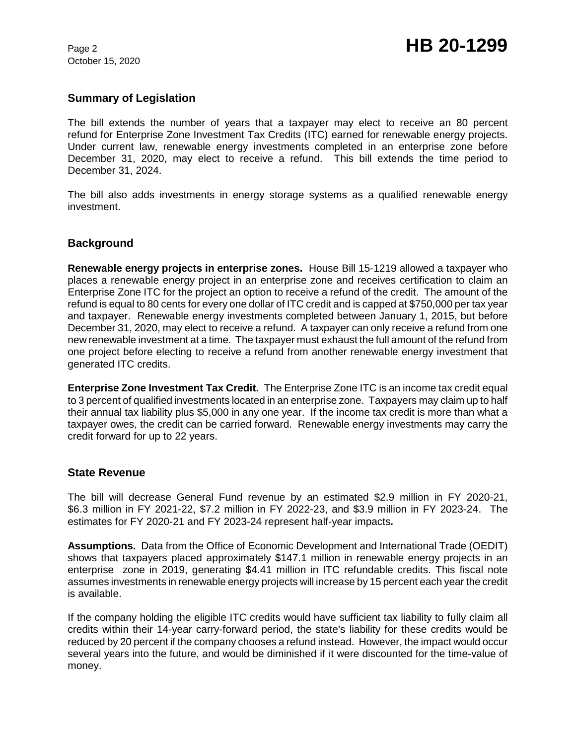## Summary of Legislation

The bill extends the number of years that a taxpayer may elect to receive an 80 percent refund for Enterprise Zone Investment Tax Credits (ITC) earned for renewable energy projects. Under current law, renewable energy investments completed in an enterprise zone before December 31, 2020, may elect to receive a refund. This bill extends the time period to December 31, 2024.

The bill also adds investments in energy storage systems as a qualified renewable energy investment.

## Background

**Renewable energy projects in enterprise zones.** House Bill 15-1219 allowed a taxpayer who places a renewable energy project in an enterprise zone and receives certification to claim an Enterprise Zone ITC for the project an option to receive a refund of the credit. The amount of the refund is equal to 80 cents for every one dollar of ITC credit and is capped at $750,000 per tax year and taxpayer. Renewable energy investments completed between January 1, 2015, but before December 31, 2020, may elect to receive a refund. A taxpayer can only receive a refund from one new renewable investment at a time. The taxpayer must exhaust the full amount of the refund from one project before electing to receive a refund from another renewable energy investment that generated ITC credits.

**Enterprise Zone Investment Tax Credit.** The Enterprise Zone ITC is an income tax credit equal to 3 percent of qualified investments located in an enterprise zone. Taxpayers may claim up to half their annual tax liability plus $5,000 in any one year. If the income tax credit is more than what a taxpayer owes, the credit can be carried forward. Renewable energy investments may carry the credit forward for up to 22 years.

## State Revenue

The bill will decrease General Fund revenue by an estimated $2.9 million in FY 2020-21, $6.3 million in FY 2021-22, $7.2 million in FY 2022-23, and $3.9 million in FY 2023-24. The estimates for FY 2020-21 and FY 2023-24 represent half-year impacts*.*

**Assumptions.** Data from the Office of Economic Development and International Trade (OEDIT) shows that taxpayers placed approximately $147.1 million in renewable energy projects in an enterprise zone in 2019, generating $4.41 million in ITC refundable credits. This fiscal note assumes investments in renewable energy projects will increase by 15 percent each year the credit is available.

If the company holding the eligible ITC credits would have sufficient tax liability to fully claim all credits within their 14-year carry-forward period, the state's liability for these credits would be reduced by 20 percent if the company chooses a refund instead. However, the impact would occur several years into the future, and would be diminished if it were discounted for the time-value of money.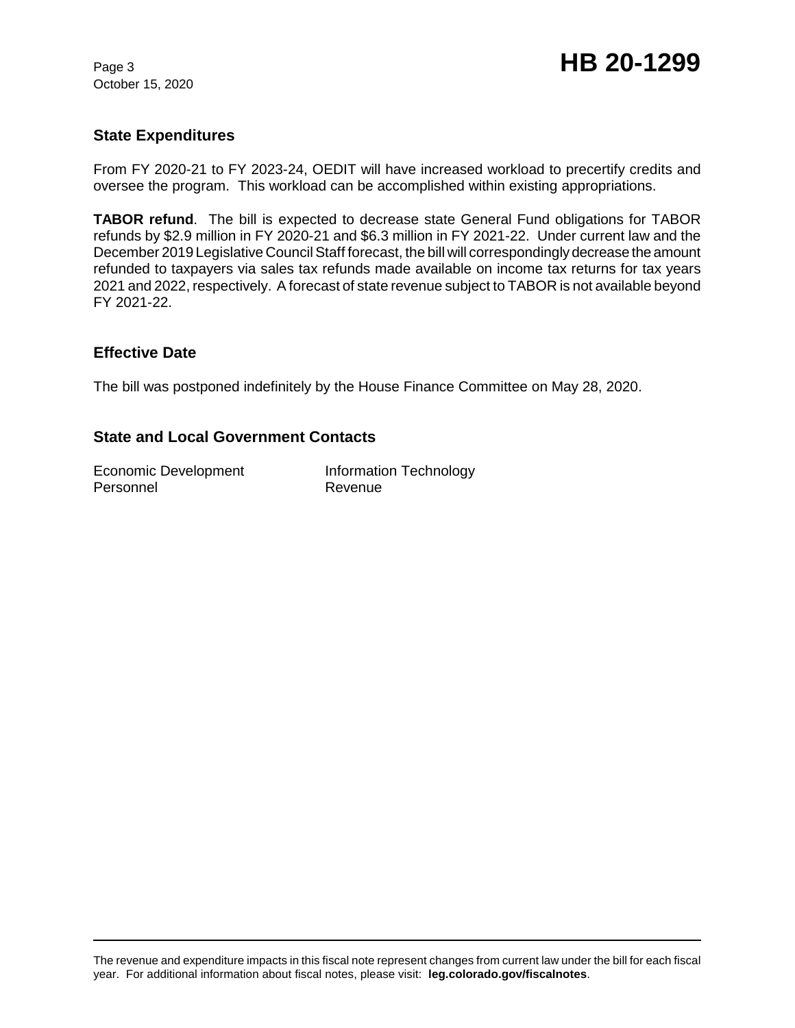## State Expenditures

From FY 2020-21 to FY 2023-24, OEDIT will have increased workload to precertify credits and oversee the program. This workload can be accomplished within existing appropriations.

**TABOR refund**. The bill is expected to decrease state General Fund obligations for TABOR refunds by $2.9 million in FY 2020-21 and $6.3 million in FY 2021-22. Under current law and the December 2019 Legislative Council Staff forecast, the bill will correspondingly decrease the amount refunded to taxpayers via sales tax refunds made available on income tax returns for tax years 2021 and 2022, respectively. A forecast of state revenue subject to TABOR is not available beyond FY 2021-22.

## Effective Date

The bill was postponed indefinitely by the House Finance Committee on May 28, 2020.

## State and Local Government Contacts

| | |
|---|---|
| Economic Development | Information Technology |
| Personnel | Revenue |

The revenue and expenditure impacts in this fiscal note represent changes from current law under the bill for each fiscal year. For additional information about fiscal notes, please visit: **leg.colorado.gov/fiscalnotes**.